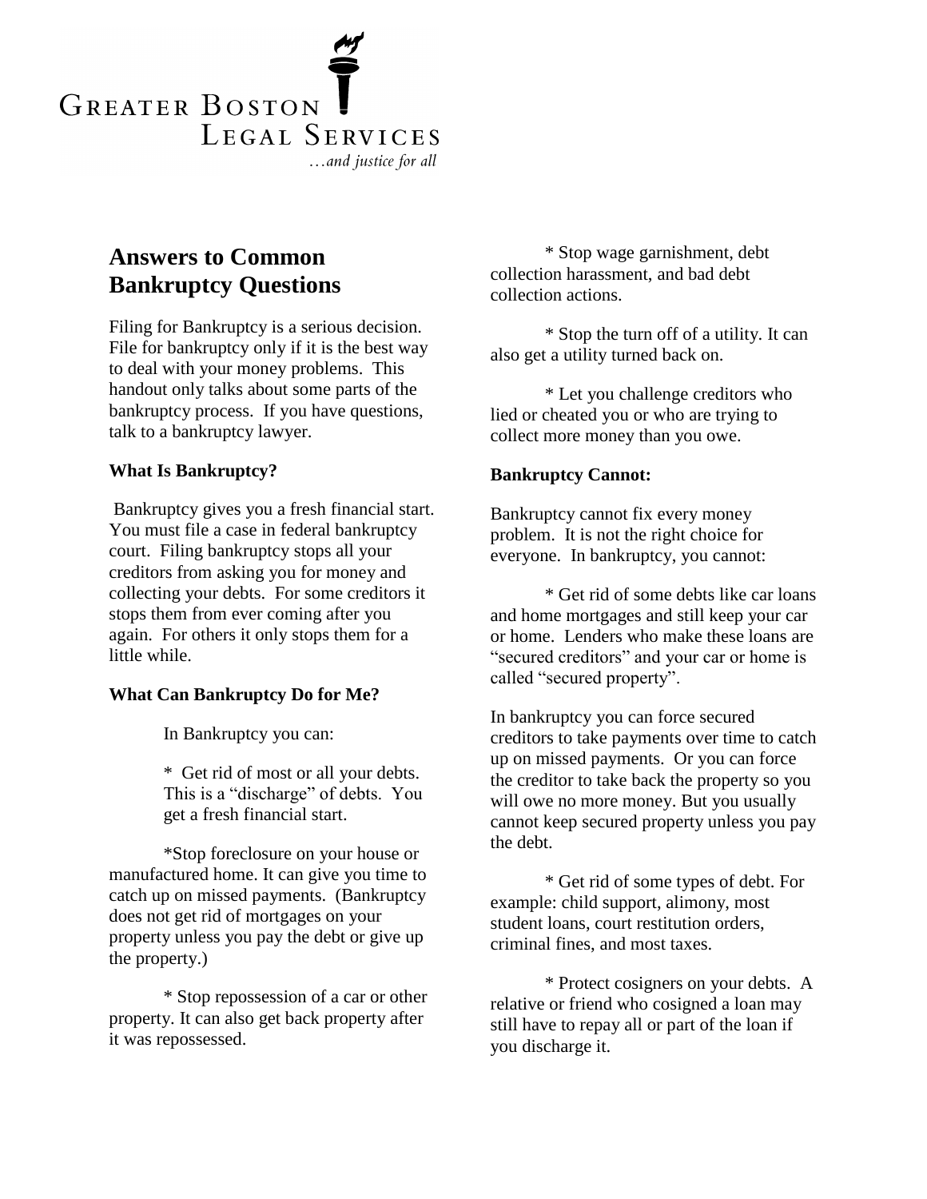GREATER BOSTON LEGAL SERVICES

*…and justice for all*

# Answers to Common Bankruptcy Questions

Filing for Bankruptcy is a serious decision. File for bankruptcy only if it is the best way to deal with your money problems. This handout only talks about some parts of the bankruptcy process. If you have questions, talk to a bankruptcy lawyer.

**What Is Bankruptcy?**

Bankruptcy gives you a fresh financial start. You must file a case in federal bankruptcy court. Filing bankruptcy stops all your creditors from asking you for money and collecting your debts. For some creditors it stops them from ever coming after you again. For others it only stops them for a little while.

**What Can Bankruptcy Do for Me?**

In Bankruptcy you can:

* Get rid of most or all your debts. This is a "discharge" of debts. You get a fresh financial start.

*Stop foreclosure on your house or manufactured home. It can give you time to catch up on missed payments. (Bankruptcy does not get rid of mortgages on your property unless you pay the debt or give up the property.)

* Stop repossession of a car or other property. It can also get back property after it was repossessed.

* Stop wage garnishment, debt collection harassment, and bad debt collection actions.

* Stop the turn off of a utility. It can also get a utility turned back on.

* Let you challenge creditors who lied or cheated you or who are trying to collect more money than you owe.

**Bankruptcy Cannot:**

Bankruptcy cannot fix every money problem. It is not the right choice for everyone. In bankruptcy, you cannot:

* Get rid of some debts like car loans and home mortgages and still keep your car or home. Lenders who make these loans are "secured creditors" and your car or home is called "secured property".

In bankruptcy you can force secured creditors to take payments over time to catch up on missed payments. Or you can force the creditor to take back the property so you will owe no more money. But you usually cannot keep secured property unless you pay the debt.

* Get rid of some types of debt. For example: child support, alimony, most student loans, court restitution orders, criminal fines, and most taxes.

* Protect cosigners on your debts. A relative or friend who cosigned a loan may still have to repay all or part of the loan if you discharge it.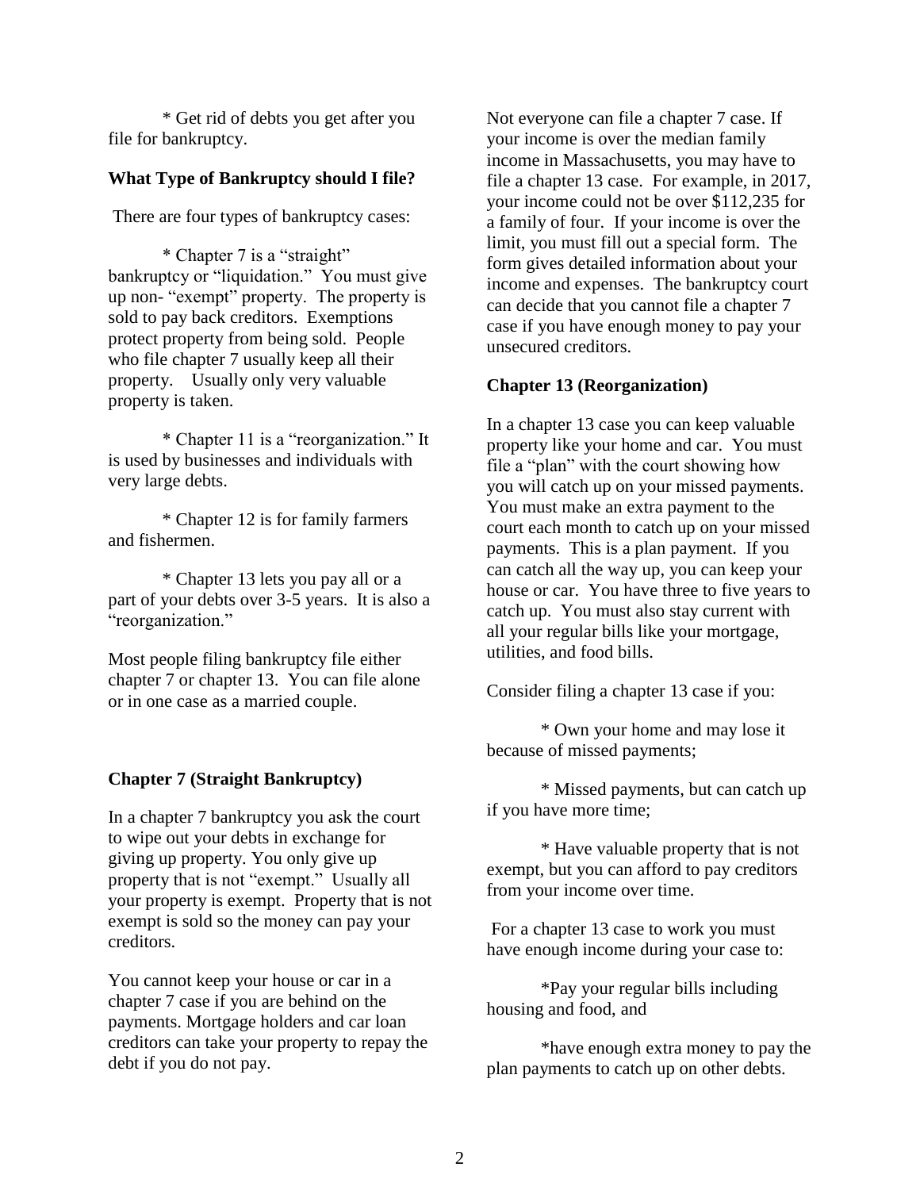* Get rid of debts you get after you file for bankruptcy.

**What Type of Bankruptcy should I file?**

There are four types of bankruptcy cases:

* Chapter 7 is a "straight" bankruptcy or "liquidation." You must give up non- "exempt" property. The property is sold to pay back creditors. Exemptions protect property from being sold. People who file chapter 7 usually keep all their property. Usually only very valuable property is taken.

* Chapter 11 is a "reorganization." It is used by businesses and individuals with very large debts.

* Chapter 12 is for family farmers and fishermen.

* Chapter 13 lets you pay all or a part of your debts over 3-5 years. It is also a "reorganization."

Most people filing bankruptcy file either chapter 7 or chapter 13. You can file alone or in one case as a married couple.

**Chapter 7 (Straight Bankruptcy)**

In a chapter 7 bankruptcy you ask the court to wipe out your debts in exchange for giving up property. You only give up property that is not "exempt." Usually all your property is exempt. Property that is not exempt is sold so the money can pay your creditors.

You cannot keep your house or car in a chapter 7 case if you are behind on the payments. Mortgage holders and car loan creditors can take your property to repay the debt if you do not pay.

Not everyone can file a chapter 7 case. If your income is over the median family income in Massachusetts, you may have to file a chapter 13 case. For example, in 2017, your income could not be over $112,235 for a family of four. If your income is over the limit, you must fill out a special form. The form gives detailed information about your income and expenses. The bankruptcy court can decide that you cannot file a chapter 7 case if you have enough money to pay your unsecured creditors.

**Chapter 13 (Reorganization)**

In a chapter 13 case you can keep valuable property like your home and car. You must file a "plan" with the court showing how you will catch up on your missed payments. You must make an extra payment to the court each month to catch up on your missed payments. This is a plan payment. If you can catch all the way up, you can keep your house or car. You have three to five years to catch up. You must also stay current with all your regular bills like your mortgage, utilities, and food bills.

Consider filing a chapter 13 case if you:

* Own your home and may lose it because of missed payments;

* Missed payments, but can catch up if you have more time;

* Have valuable property that is not exempt, but you can afford to pay creditors from your income over time.

For a chapter 13 case to work you must have enough income during your case to:

*Pay your regular bills including housing and food, and

*have enough extra money to pay the plan payments to catch up on other debts.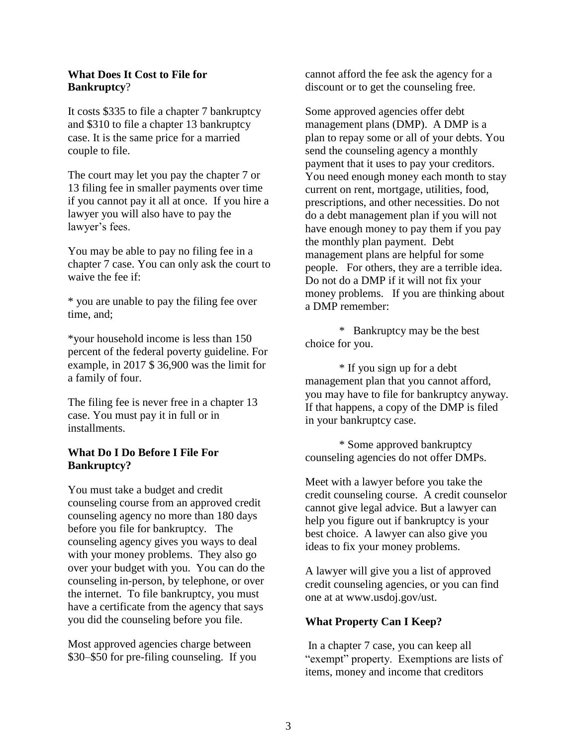### What Does It Cost to File for Bankruptcy?

It costs $335 to file a chapter 7 bankruptcy and $310 to file a chapter 13 bankruptcy case. It is the same price for a married couple to file.

The court may let you pay the chapter 7 or 13 filing fee in smaller payments over time if you cannot pay it all at once. If you hire a lawyer you will also have to pay the lawyer's fees.

You may be able to pay no filing fee in a chapter 7 case. You can only ask the court to waive the fee if:

* you are unable to pay the filing fee over time, and;

* your household income is less than 150 percent of the federal poverty guideline. For example, in 2017 $ 36,900 was the limit for a family of four.

The filing fee is never free in a chapter 13 case. You must pay it in full or in installments.

### What Do I Do Before I File For Bankruptcy?

You must take a budget and credit counseling course from an approved credit counseling agency no more than 180 days before you file for bankruptcy. The counseling agency gives you ways to deal with your money problems. They also go over your budget with you. You can do the counseling in-person, by telephone, or over the internet. To file bankruptcy, you must have a certificate from the agency that says you did the counseling before you file.

Most approved agencies charge between $30–$50 for pre-filing counseling. If you cannot afford the fee ask the agency for a discount or to get the counseling free.

Some approved agencies offer debt management plans (DMP). A DMP is a plan to repay some or all of your debts. You send the counseling agency a monthly payment that it uses to pay your creditors. You need enough money each month to stay current on rent, mortgage, utilities, food, prescriptions, and other necessities. Do not do a debt management plan if you will not have enough money to pay them if you pay the monthly plan payment. Debt management plans are helpful for some people. For others, they are a terrible idea. Do not do a DMP if it will not fix your money problems. If you are thinking about a DMP remember:

* Bankruptcy may be the best choice for you.

* If you sign up for a debt management plan that you cannot afford, you may have to file for bankruptcy anyway. If that happens, a copy of the DMP is filed in your bankruptcy case.

* Some approved bankruptcy counseling agencies do not offer DMPs.

Meet with a lawyer before you take the credit counseling course. A credit counselor cannot give legal advice. But a lawyer can help you figure out if bankruptcy is your best choice. A lawyer can also give you ideas to fix your money problems.

A lawyer will give you a list of approved credit counseling agencies, or you can find one at at www.usdoj.gov/ust.

### What Property Can I Keep?

In a chapter 7 case, you can keep all "exempt" property. Exemptions are lists of items, money and income that creditors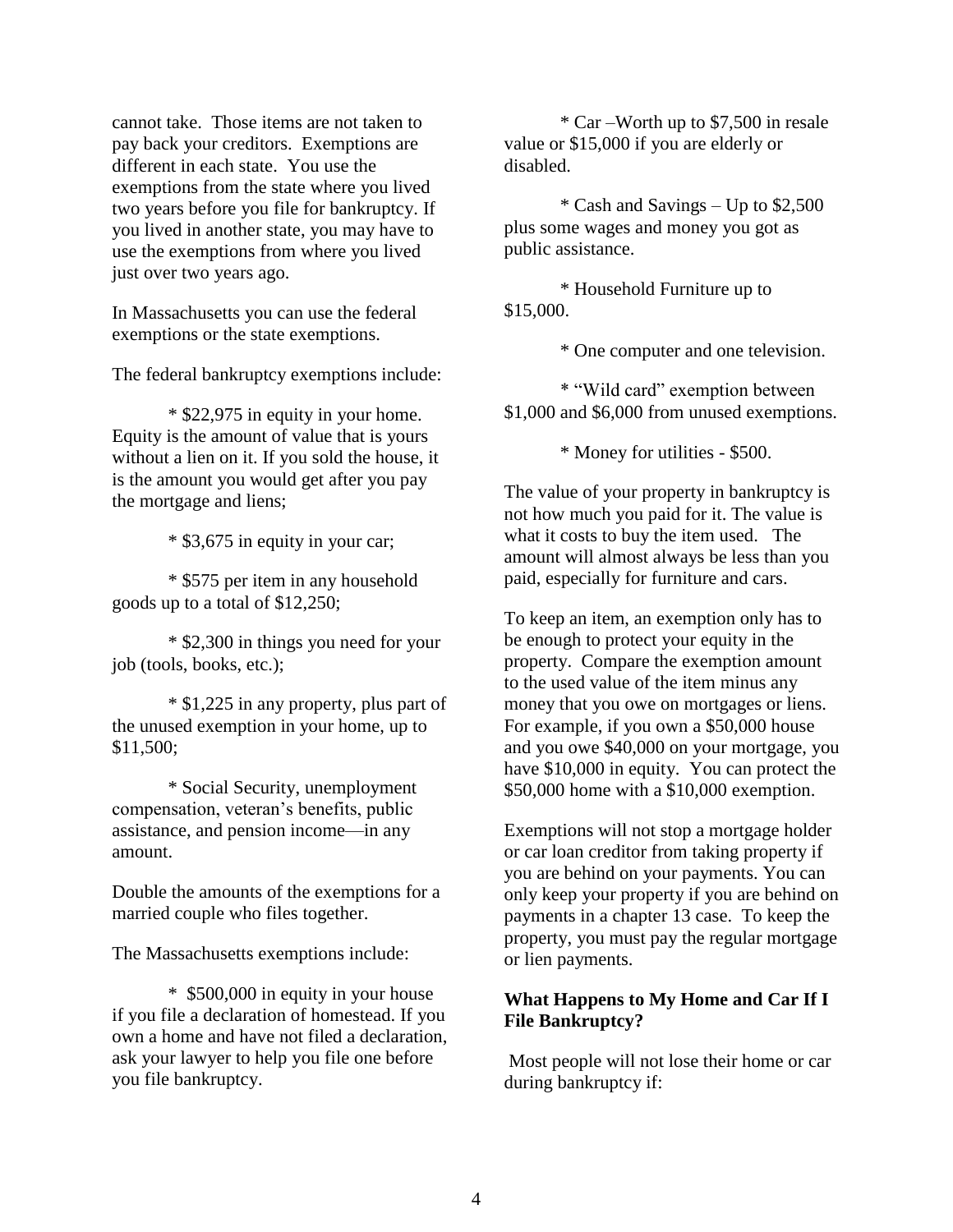cannot take. Those items are not taken to pay back your creditors. Exemptions are different in each state. You use the exemptions from the state where you lived two years before you file for bankruptcy. If you lived in another state, you may have to use the exemptions from where you lived just over two years ago.

In Massachusetts you can use the federal exemptions or the state exemptions.

The federal bankruptcy exemptions include:

* $22,975 in equity in your home. Equity is the amount of value that is yours without a lien on it. If you sold the house, it is the amount you would get after you pay the mortgage and liens;

* $3,675 in equity in your car;

* $575 per item in any household goods up to a total of $12,250;

* $2,300 in things you need for your job (tools, books, etc.);

* $1,225 in any property, plus part of the unused exemption in your home, up to $11,500;

* Social Security, unemployment compensation, veteran's benefits, public assistance, and pension income—in any amount.

Double the amounts of the exemptions for a married couple who files together.

The Massachusetts exemptions include:

* $500,000 in equity in your house if you file a declaration of homestead. If you own a home and have not filed a declaration, ask your lawyer to help you file one before you file bankruptcy.

* Car –Worth up to $7,500 in resale value or $15,000 if you are elderly or disabled.

* Cash and Savings – Up to $2,500 plus some wages and money you got as public assistance.

* Household Furniture up to $15,000.

* One computer and one television.

* "Wild card" exemption between $1,000 and $6,000 from unused exemptions.

* Money for utilities - $500.

The value of your property in bankruptcy is not how much you paid for it. The value is what it costs to buy the item used. The amount will almost always be less than you paid, especially for furniture and cars.

To keep an item, an exemption only has to be enough to protect your equity in the property. Compare the exemption amount to the used value of the item minus any money that you owe on mortgages or liens. For example, if you own a $50,000 house and you owe $40,000 on your mortgage, you have $10,000 in equity. You can protect the $50,000 home with a $10,000 exemption.

Exemptions will not stop a mortgage holder or car loan creditor from taking property if you are behind on your payments. You can only keep your property if you are behind on payments in a chapter 13 case. To keep the property, you must pay the regular mortgage or lien payments.

**What Happens to My Home and Car If I File Bankruptcy?**

Most people will not lose their home or car during bankruptcy if: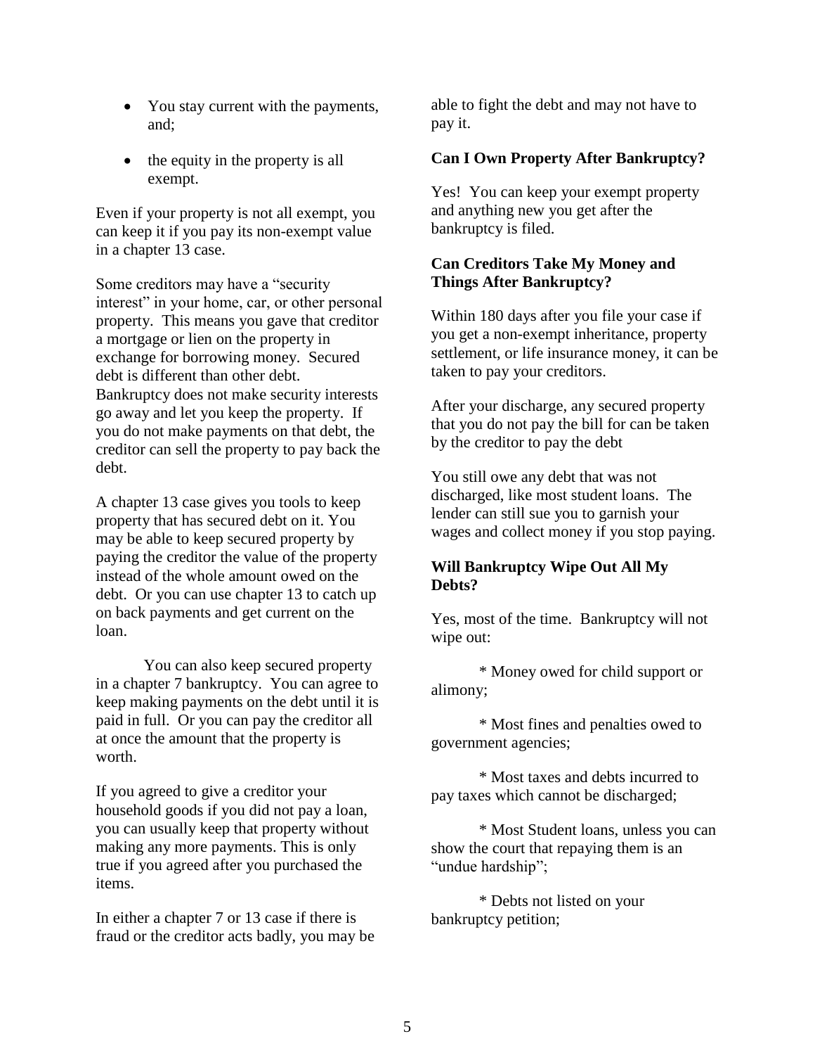- You stay current with the payments, and;
- the equity in the property is all exempt.

Even if your property is not all exempt, you can keep it if you pay its non-exempt value in a chapter 13 case.

Some creditors may have a "security interest" in your home, car, or other personal property. This means you gave that creditor a mortgage or lien on the property in exchange for borrowing money. Secured debt is different than other debt. Bankruptcy does not make security interests go away and let you keep the property. If you do not make payments on that debt, the creditor can sell the property to pay back the debt.

A chapter 13 case gives you tools to keep property that has secured debt on it. You may be able to keep secured property by paying the creditor the value of the property instead of the whole amount owed on the debt. Or you can use chapter 13 to catch up on back payments and get current on the loan.

You can also keep secured property in a chapter 7 bankruptcy. You can agree to keep making payments on the debt until it is paid in full. Or you can pay the creditor all at once the amount that the property is worth.

If you agreed to give a creditor your household goods if you did not pay a loan, you can usually keep that property without making any more payments. This is only true if you agreed after you purchased the items.

In either a chapter 7 or 13 case if there is fraud or the creditor acts badly, you may be able to fight the debt and may not have to pay it.

### Can I Own Property After Bankruptcy?

Yes! You can keep your exempt property and anything new you get after the bankruptcy is filed.

### Can Creditors Take My Money and Things After Bankruptcy?

Within 180 days after you file your case if you get a non-exempt inheritance, property settlement, or life insurance money, it can be taken to pay your creditors.

After your discharge, any secured property that you do not pay the bill for can be taken by the creditor to pay the debt

You still owe any debt that was not discharged, like most student loans. The lender can still sue you to garnish your wages and collect money if you stop paying.

### Will Bankruptcy Wipe Out All My Debts?

Yes, most of the time. Bankruptcy will not wipe out:

* Money owed for child support or alimony;

* Most fines and penalties owed to government agencies;

* Most taxes and debts incurred to pay taxes which cannot be discharged;

* Most Student loans, unless you can show the court that repaying them is an "undue hardship";

* Debts not listed on your bankruptcy petition;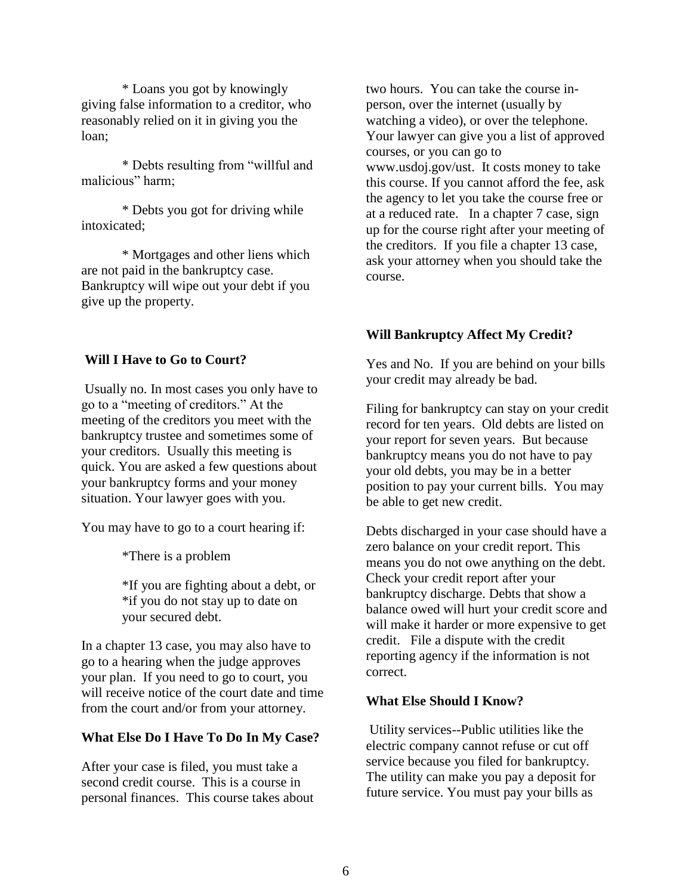* Loans you got by knowingly giving false information to a creditor, who reasonably relied on it in giving you the loan;

* Debts resulting from "willful and malicious" harm;

* Debts you got for driving while intoxicated;

* Mortgages and other liens which are not paid in the bankruptcy case. Bankruptcy will wipe out your debt if you give up the property.

### Will I Have to Go to Court?

Usually no. In most cases you only have to go to a "meeting of creditors." At the meeting of the creditors you meet with the bankruptcy trustee and sometimes some of your creditors. Usually this meeting is quick. You are asked a few questions about your bankruptcy forms and your money situation. Your lawyer goes with you.

You may have to go to a court hearing if:

*There is a problem

*If you are fighting about a debt, or
*if you do not stay up to date on your secured debt.

In a chapter 13 case, you may also have to go to a hearing when the judge approves your plan. If you need to go to court, you will receive notice of the court date and time from the court and/or from your attorney.

### What Else Do I Have To Do In My Case?

After your case is filed, you must take a second credit course. This is a course in personal finances. This course takes about two hours. You can take the course in-person, over the internet (usually by watching a video), or over the telephone. Your lawyer can give you a list of approved courses, or you can go to www.usdoj.gov/ust. It costs money to take this course. If you cannot afford the fee, ask the agency to let you take the course free or at a reduced rate. In a chapter 7 case, sign up for the course right after your meeting of the creditors. If you file a chapter 13 case, ask your attorney when you should take the course.

### Will Bankruptcy Affect My Credit?

Yes and No. If you are behind on your bills your credit may already be bad.

Filing for bankruptcy can stay on your credit record for ten years. Old debts are listed on your report for seven years. But because bankruptcy means you do not have to pay your old debts, you may be in a better position to pay your current bills. You may be able to get new credit.

Debts discharged in your case should have a zero balance on your credit report. This means you do not owe anything on the debt. Check your credit report after your bankruptcy discharge. Debts that show a balance owed will hurt your credit score and will make it harder or more expensive to get credit. File a dispute with the credit reporting agency if the information is not correct.

### What Else Should I Know?

Utility services--Public utilities like the electric company cannot refuse or cut off service because you filed for bankruptcy. The utility can make you pay a deposit for future service. You must pay your bills as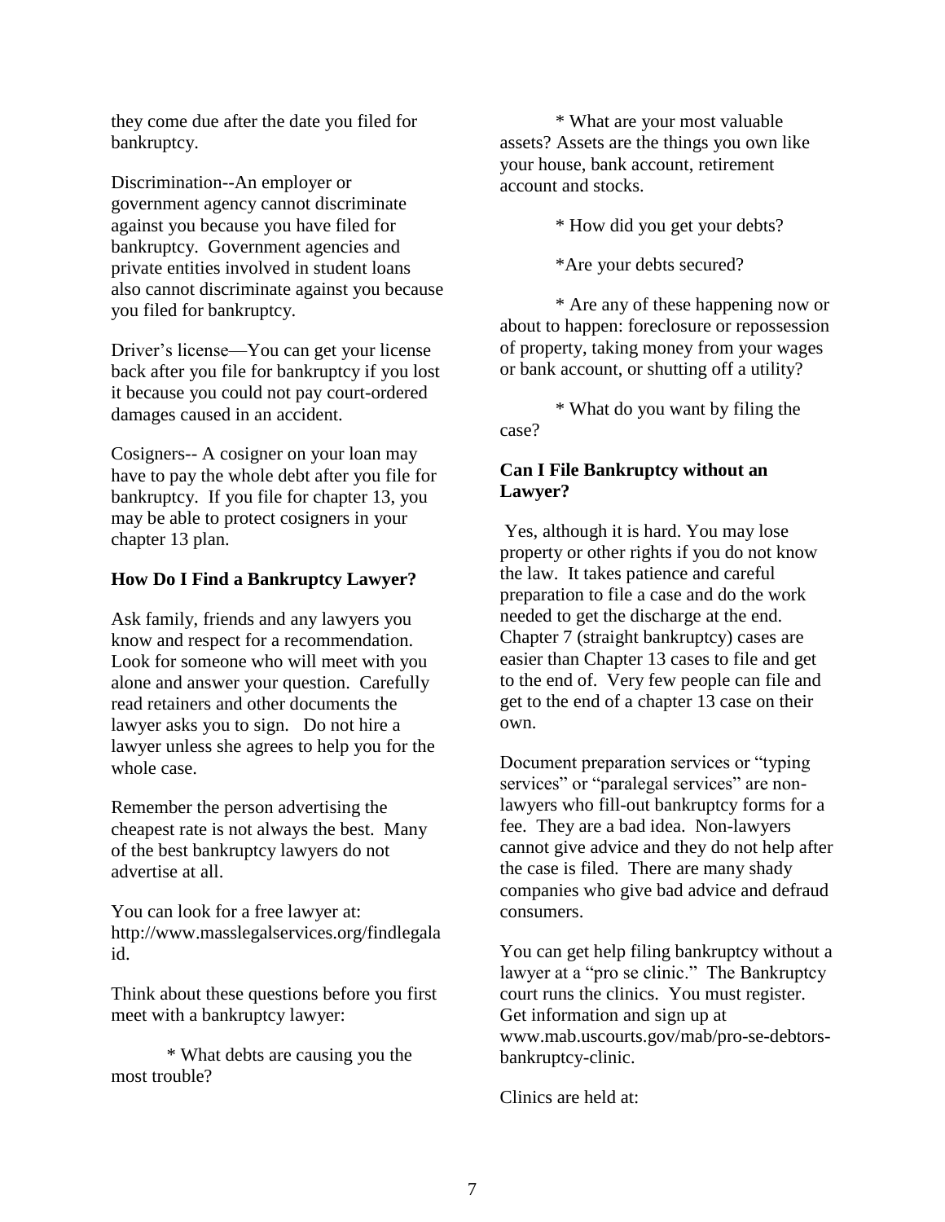they come due after the date you filed for bankruptcy.

Discrimination--An employer or government agency cannot discriminate against you because you have filed for bankruptcy. Government agencies and private entities involved in student loans also cannot discriminate against you because you filed for bankruptcy.

Driver's license—You can get your license back after you file for bankruptcy if you lost it because you could not pay court-ordered damages caused in an accident.

Cosigners-- A cosigner on your loan may have to pay the whole debt after you file for bankruptcy. If you file for chapter 13, you may be able to protect cosigners in your chapter 13 plan.

**How Do I Find a Bankruptcy Lawyer?**

Ask family, friends and any lawyers you know and respect for a recommendation. Look for someone who will meet with you alone and answer your question. Carefully read retainers and other documents the lawyer asks you to sign. Do not hire a lawyer unless she agrees to help you for the whole case.

Remember the person advertising the cheapest rate is not always the best. Many of the best bankruptcy lawyers do not advertise at all.

You can look for a free lawyer at: http://www.masslegalservices.org/findlegalaid.

Think about these questions before you first meet with a bankruptcy lawyer:

* What debts are causing you the most trouble?

* What are your most valuable assets? Assets are the things you own like your house, bank account, retirement account and stocks.

* How did you get your debts?

*Are your debts secured?

* Are any of these happening now or about to happen: foreclosure or repossession of property, taking money from your wages or bank account, or shutting off a utility?

* What do you want by filing the case?

**Can I File Bankruptcy without an Lawyer?**

Yes, although it is hard. You may lose property or other rights if you do not know the law. It takes patience and careful preparation to file a case and do the work needed to get the discharge at the end. Chapter 7 (straight bankruptcy) cases are easier than Chapter 13 cases to file and get to the end of. Very few people can file and get to the end of a chapter 13 case on their own.

Document preparation services or "typing services" or "paralegal services" are non-lawyers who fill-out bankruptcy forms for a fee. They are a bad idea. Non-lawyers cannot give advice and they do not help after the case is filed. There are many shady companies who give bad advice and defraud consumers.

You can get help filing bankruptcy without a lawyer at a "pro se clinic." The Bankruptcy court runs the clinics. You must register. Get information and sign up at www.mab.uscourts.gov/mab/pro-se-debtors-bankruptcy-clinic.

Clinics are held at: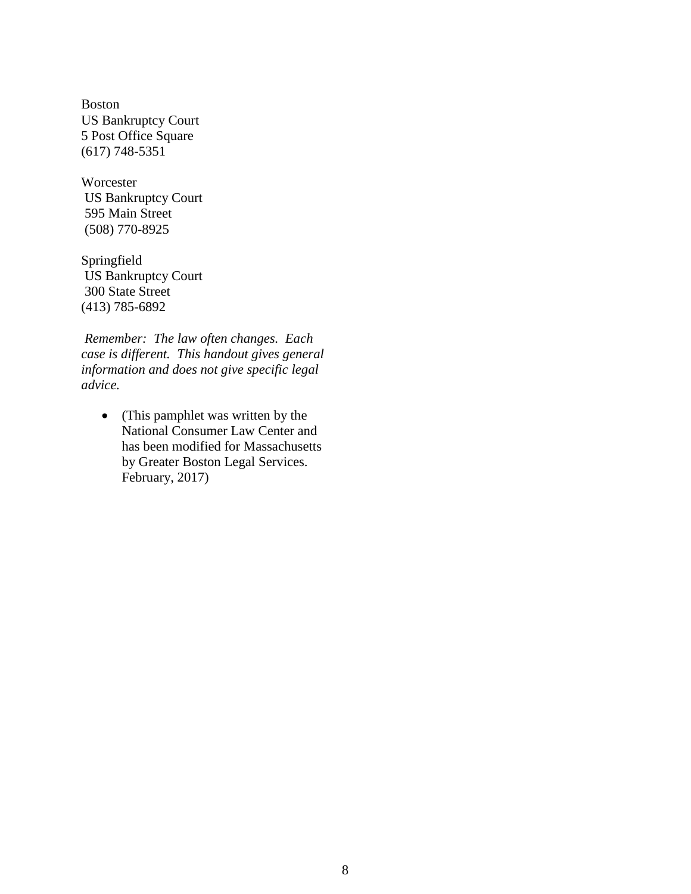Boston
US Bankruptcy Court
5 Post Office Square
(617) 748-5351

Worcester
US Bankruptcy Court
595 Main Street
(508) 770-8925

Springfield
US Bankruptcy Court
300 State Street
(413) 785-6892

*Remember: The law often changes. Each case is different. This handout gives general information and does not give specific legal advice.*

- (This pamphlet was written by the National Consumer Law Center and has been modified for Massachusetts by Greater Boston Legal Services. February, 2017)